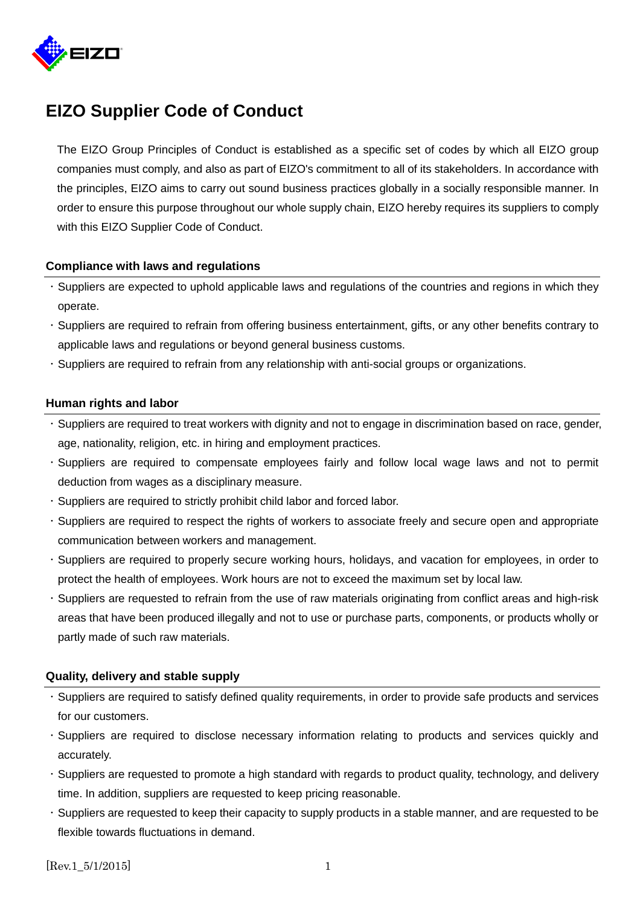# EIZO Supplier Code of Conduct

The EIZO Group Principles of Conduct is established as a specific set of codes by which all EIZO group companies must comply, and also as part of EIZO's commitment to all of its stakeholders. In accordance with the principles, EIZO aims to carry out sound business practices globally in a socially responsible manner. In order to ensure this purpose throughout our whole supply chain, EIZO hereby requires its suppliers to comply with this EIZO Supplier Code of Conduct.

## Compliance with laws and regulations

- Suppliers are expected to uphold applicable laws and regulations of the countries and regions in which they operate.
- Suppliers are required to refrain from offering business entertainment, gifts, or any other benefits contrary to applicable laws and regulations or beyond general business customs.
- Suppliers are required to refrain from any relationship with anti-social groups or organizations.

## Human rights and labor

- Suppliers are required to treat workers with dignity and not to engage in discrimination based on race, gender, age, nationality, religion, etc. in hiring and employment practices.
- Suppliers are required to compensate employees fairly and follow local wage laws and not to permit deduction from wages as a disciplinary measure.
- Suppliers are required to strictly prohibit child labor and forced labor.
- Suppliers are required to respect the rights of workers to associate freely and secure open and appropriate communication between workers and management.
- Suppliers are required to properly secure working hours, holidays, and vacation for employees, in order to protect the health of employees. Work hours are not to exceed the maximum set by local law.
- Suppliers are requested to refrain from the use of raw materials originating from conflict areas and high-risk areas that have been produced illegally and not to use or purchase parts, components, or products wholly or partly made of such raw materials.

## Quality, delivery and stable supply

- Suppliers are required to satisfy defined quality requirements, in order to provide safe products and services for our customers.
- Suppliers are required to disclose necessary information relating to products and services quickly and accurately.
- Suppliers are requested to promote a high standard with regards to product quality, technology, and delivery time. In addition, suppliers are requested to keep pricing reasonable.
- Suppliers are requested to keep their capacity to supply products in a stable manner, and are requested to be flexible towards fluctuations in demand.

[Rev.1_5/1/2015]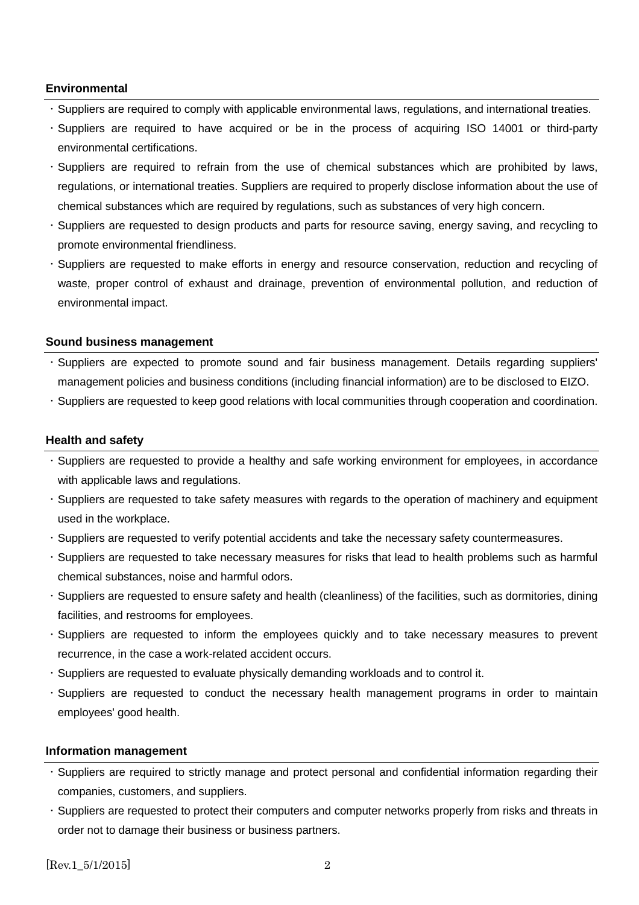**Environmental**

- Suppliers are required to comply with applicable environmental laws, regulations, and international treaties.
- Suppliers are required to have acquired or be in the process of acquiring ISO 14001 or third-party environmental certifications.
- Suppliers are required to refrain from the use of chemical substances which are prohibited by laws, regulations, or international treaties. Suppliers are required to properly disclose information about the use of chemical substances which are required by regulations, such as substances of very high concern.
- Suppliers are requested to design products and parts for resource saving, energy saving, and recycling to promote environmental friendliness.
- Suppliers are requested to make efforts in energy and resource conservation, reduction and recycling of waste, proper control of exhaust and drainage, prevention of environmental pollution, and reduction of environmental impact.

**Sound business management**

- Suppliers are expected to promote sound and fair business management. Details regarding suppliers' management policies and business conditions (including financial information) are to be disclosed to EIZO.
- Suppliers are requested to keep good relations with local communities through cooperation and coordination.

**Health and safety**

- Suppliers are requested to provide a healthy and safe working environment for employees, in accordance with applicable laws and regulations.
- Suppliers are requested to take safety measures with regards to the operation of machinery and equipment used in the workplace.
- Suppliers are requested to verify potential accidents and take the necessary safety countermeasures.
- Suppliers are requested to take necessary measures for risks that lead to health problems such as harmful chemical substances, noise and harmful odors.
- Suppliers are requested to ensure safety and health (cleanliness) of the facilities, such as dormitories, dining facilities, and restrooms for employees.
- Suppliers are requested to inform the employees quickly and to take necessary measures to prevent recurrence, in the case a work-related accident occurs.
- Suppliers are requested to evaluate physically demanding workloads and to control it.
- Suppliers are requested to conduct the necessary health management programs in order to maintain employees' good health.

**Information management**

- Suppliers are required to strictly manage and protect personal and confidential information regarding their companies, customers, and suppliers.
- Suppliers are requested to protect their computers and computer networks properly from risks and threats in order not to damage their business or business partners.

[Rev.1_5/1/2015]